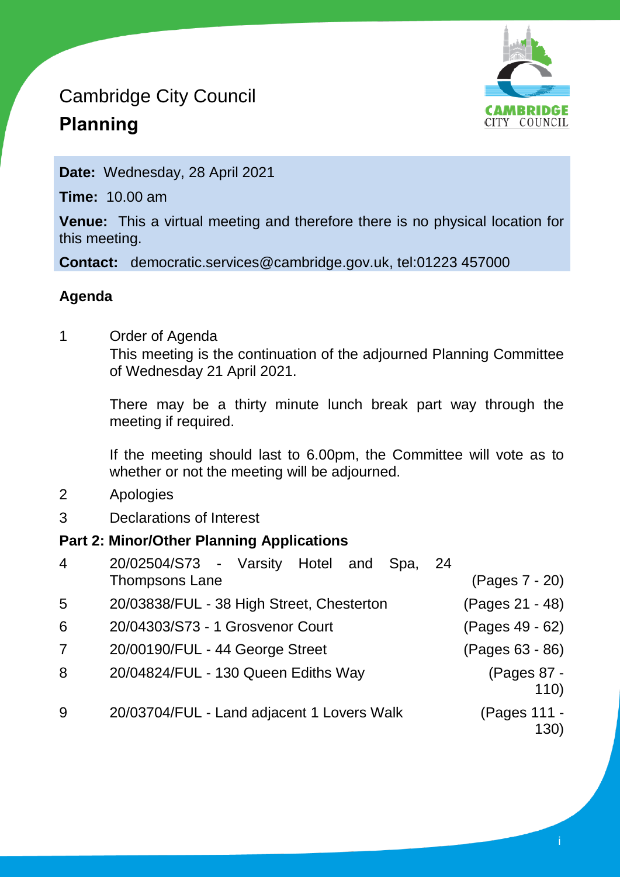# Cambridge City Council

## Planning

**Date:** Wednesday, 28 April 2021

**Time:** 10.00 am

**Venue:** This a virtual meeting and therefore there is no physical location for this meeting.

**Contact:** democratic.services@cambridge.gov.uk, tel:01223 457000

### Agenda

1 Order of Agenda

This meeting is the continuation of the adjourned Planning Committee of Wednesday 21 April 2021.

There may be a thirty minute lunch break part way through the meeting if required.

If the meeting should last to 6.00pm, the Committee will vote as to whether or not the meeting will be adjourned.

2 Apologies

3 Declarations of Interest

**Part 2: Minor/Other Planning Applications**

| | | |
|---|---|---|
| 4 | 20/02504/S73 - Varsity Hotel and Spa, 24 Thompsons Lane | (Pages 7 - 20) |
| 5 | 20/03838/FUL - 38 High Street, Chesterton | (Pages 21 - 48) |
| 6 | 20/04303/S73 - 1 Grosvenor Court | (Pages 49 - 62) |
| 7 | 20/00190/FUL - 44 George Street | (Pages 63 - 86) |
| 8 | 20/04824/FUL - 130 Queen Ediths Way | (Pages 87 - 110) |
| 9 | 20/03704/FUL - Land adjacent 1 Lovers Walk | (Pages 111 - 130) |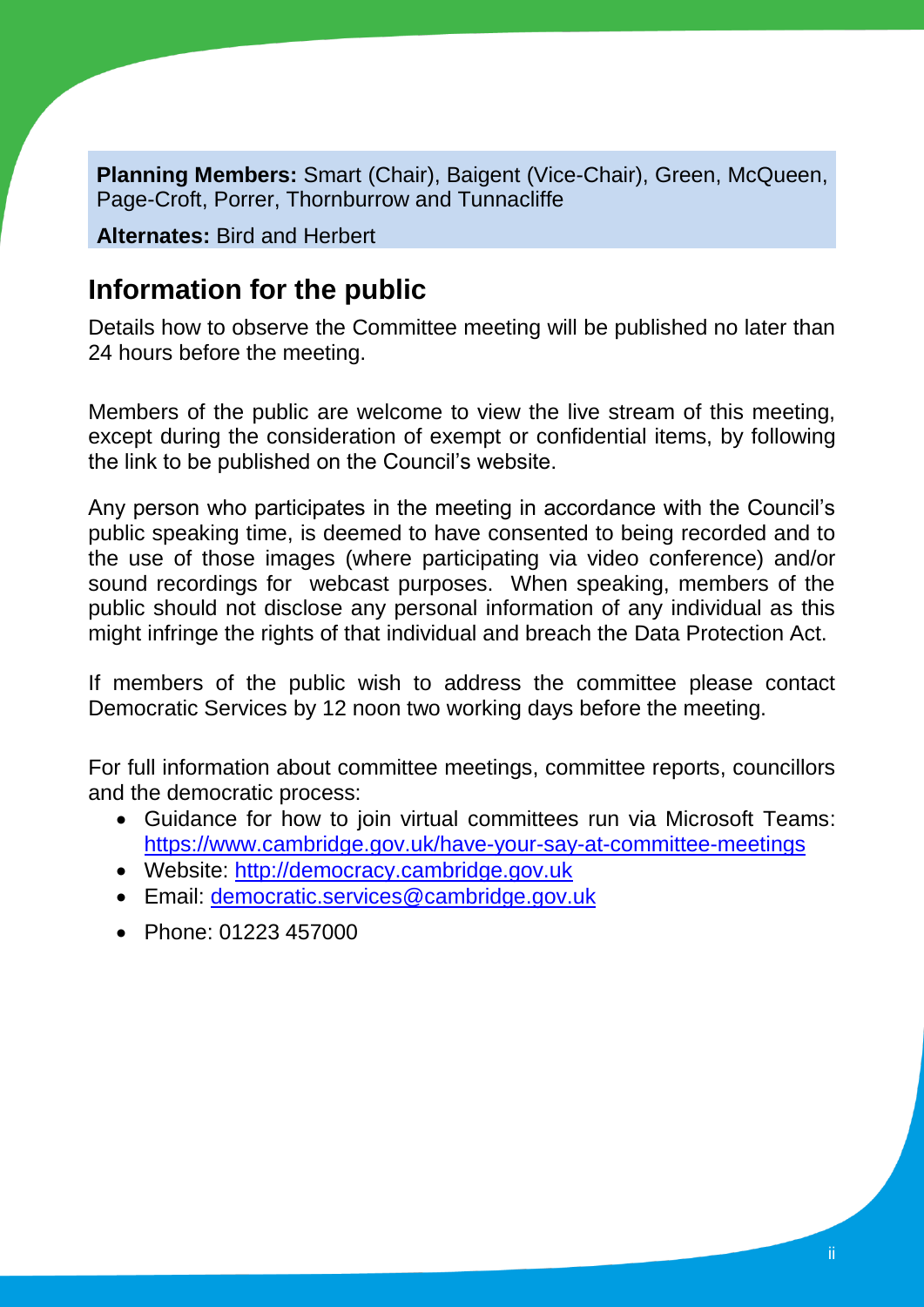**Planning Members:** Smart (Chair), Baigent (Vice-Chair), Green, McQueen, Page-Croft, Porrer, Thornburrow and Tunnacliffe

**Alternates:** Bird and Herbert

## Information for the public

Details how to observe the Committee meeting will be published no later than 24 hours before the meeting.

Members of the public are welcome to view the live stream of this meeting, except during the consideration of exempt or confidential items, by following the link to be published on the Council's website.

Any person who participates in the meeting in accordance with the Council's public speaking time, is deemed to have consented to being recorded and to the use of those images (where participating via video conference) and/or sound recordings for webcast purposes. When speaking, members of the public should not disclose any personal information of any individual as this might infringe the rights of that individual and breach the Data Protection Act.

If members of the public wish to address the committee please contact Democratic Services by 12 noon two working days before the meeting.

For full information about committee meetings, committee reports, councillors and the democratic process:

- Guidance for how to join virtual committees run via Microsoft Teams: https://www.cambridge.gov.uk/have-your-say-at-committee-meetings
- Website: http://democracy.cambridge.gov.uk
- Email: democratic.services@cambridge.gov.uk
- Phone: 01223 457000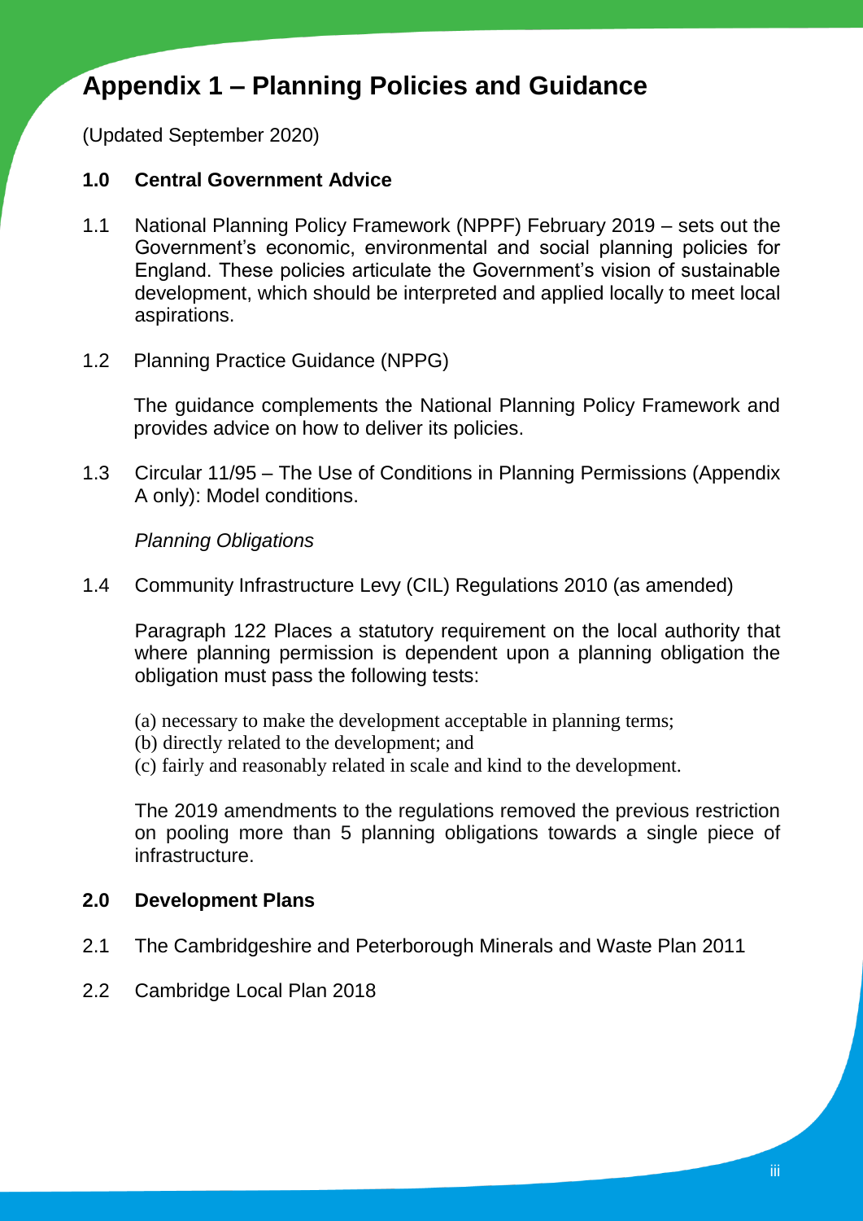# Appendix 1 – Planning Policies and Guidance

(Updated September 2020)

## 1.0 Central Government Advice

1.1 National Planning Policy Framework (NPPF) February 2019 – sets out the Government's economic, environmental and social planning policies for England. These policies articulate the Government's vision of sustainable development, which should be interpreted and applied locally to meet local aspirations.

1.2 Planning Practice Guidance (NPPG)

The guidance complements the National Planning Policy Framework and provides advice on how to deliver its policies.

1.3 Circular 11/95 – The Use of Conditions in Planning Permissions (Appendix A only): Model conditions.

*Planning Obligations*

1.4 Community Infrastructure Levy (CIL) Regulations 2010 (as amended)

Paragraph 122 Places a statutory requirement on the local authority that where planning permission is dependent upon a planning obligation the obligation must pass the following tests:

(a) necessary to make the development acceptable in planning terms;
(b) directly related to the development; and
(c) fairly and reasonably related in scale and kind to the development.

The 2019 amendments to the regulations removed the previous restriction on pooling more than 5 planning obligations towards a single piece of infrastructure.

## 2.0 Development Plans

2.1 The Cambridgeshire and Peterborough Minerals and Waste Plan 2011

2.2 Cambridge Local Plan 2018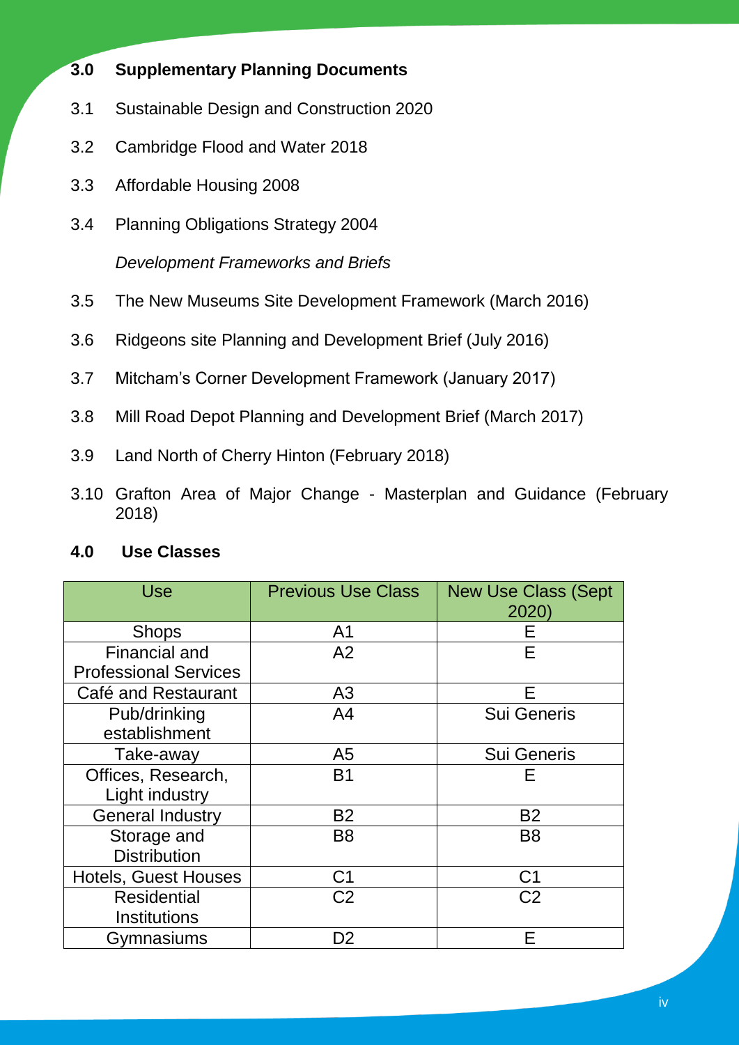## 3.0 Supplementary Planning Documents

3.1 Sustainable Design and Construction 2020

3.2 Cambridge Flood and Water 2018

3.3 Affordable Housing 2008

3.4 Planning Obligations Strategy 2004

*Development Frameworks and Briefs*

3.5 The New Museums Site Development Framework (March 2016)

3.6 Ridgeons site Planning and Development Brief (July 2016)

3.7 Mitcham's Corner Development Framework (January 2017)

3.8 Mill Road Depot Planning and Development Brief (March 2017)

3.9 Land North of Cherry Hinton (February 2018)

3.10 Grafton Area of Major Change - Masterplan and Guidance (February 2018)

## 4.0 Use Classes

| Use | Previous Use Class | New Use Class (Sept 2020) |
|---|---|---|
| Shops | A1 | E |
| Financial and Professional Services | A2 | E |
| Café and Restaurant | A3 | E |
| Pub/drinking establishment | A4 | Sui Generis |
| Take-away | A5 | Sui Generis |
| Offices, Research, Light industry | B1 | E |
| General Industry | B2 | B2 |
| Storage and Distribution | B8 | B8 |
| Hotels, Guest Houses | C1 | C1 |
| Residential Institutions | C2 | C2 |
| Gymnasiums | D2 | E |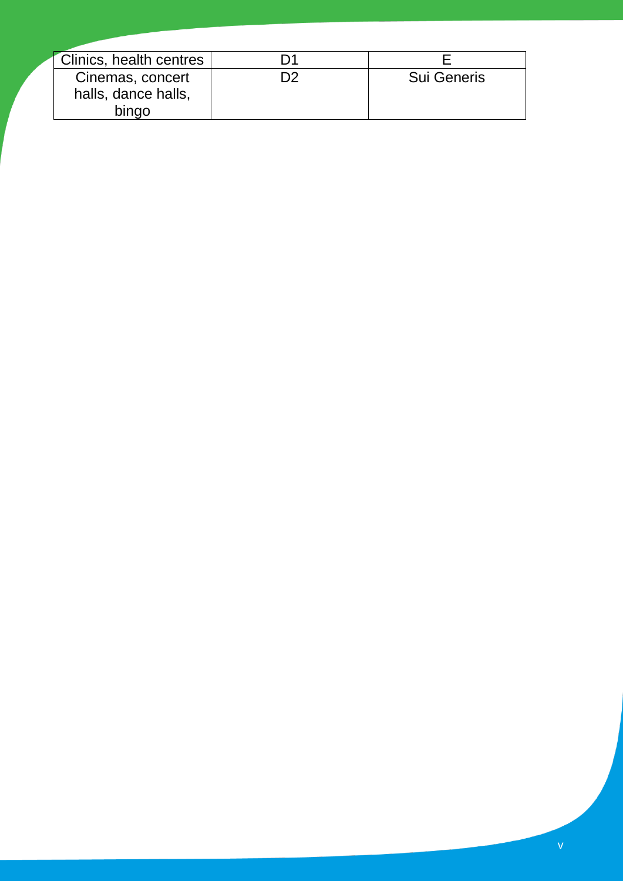| | | |
|---|---|---|
| Clinics, health centres | D1 | E |
| Cinemas, concert halls, dance halls, bingo | D2 | Sui Generis |